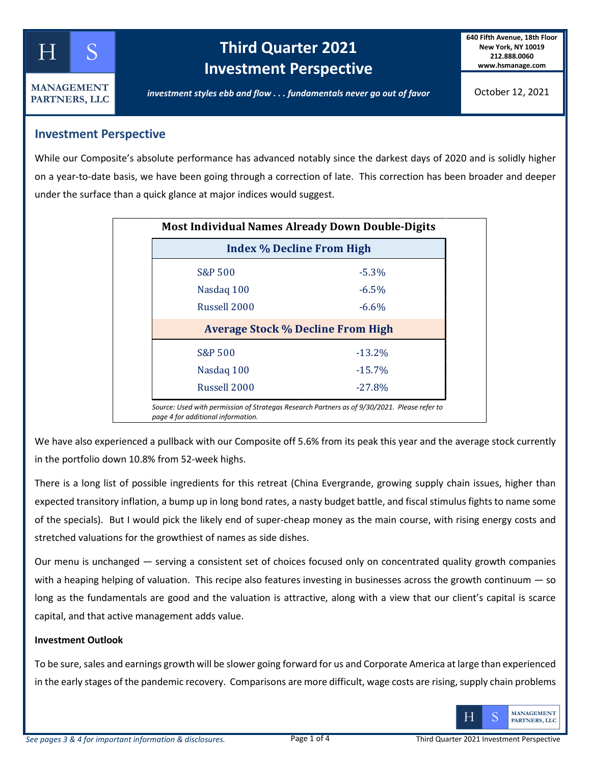# Third Quarter 2021 Investment Perspective

640 Fifth Avenue, 18th Floor
New York, NY 10019
212.888.0060
www.hsmanage.com

HS MANAGEMENT PARTNERS, LLC

*investment styles ebb and flow . . . fundamentals never go out of favor*

October 12, 2021

## Investment Perspective

While our Composite's absolute performance has advanced notably since the darkest days of 2020 and is solidly higher on a year-to-date basis, we have been going through a correction of late. This correction has been broader and deeper under the surface than a quick glance at major indices would suggest.

**Most Individual Names Already Down Double-Digits**

| Index % Decline From High | |
|---|---|
| S&P 500 | -5.3% |
| Nasdaq 100 | -6.5% |
| Russell 2000 | -6.6% |
| **Average Stock % Decline From High** | |
| S&P 500 | -13.2% |
| Nasdaq 100 | -15.7% |
| Russell 2000 | -27.8% |

*Source: Used with permission of Strategas Research Partners as of 9/30/2021. Please refer to page 4 for additional information.*

We have also experienced a pullback with our Composite off 5.6% from its peak this year and the average stock currently in the portfolio down 10.8% from 52-week highs.

There is a long list of possible ingredients for this retreat (China Evergrande, growing supply chain issues, higher than expected transitory inflation, a bump up in long bond rates, a nasty budget battle, and fiscal stimulus fights to name some of the specials). But I would pick the likely end of super-cheap money as the main course, with rising energy costs and stretched valuations for the growthiest of names as side dishes.

Our menu is unchanged — serving a consistent set of choices focused only on concentrated quality growth companies with a heaping helping of valuation. This recipe also features investing in businesses across the growth continuum — so long as the fundamentals are good and the valuation is attractive, along with a view that our client's capital is scarce capital, and that active management adds value.

**Investment Outlook**

To be sure, sales and earnings growth will be slower going forward for us and Corporate America at large than experienced in the early stages of the pandemic recovery. Comparisons are more difficult, wage costs are rising, supply chain problems

*See pages 3 & 4 for important information & disclosures.*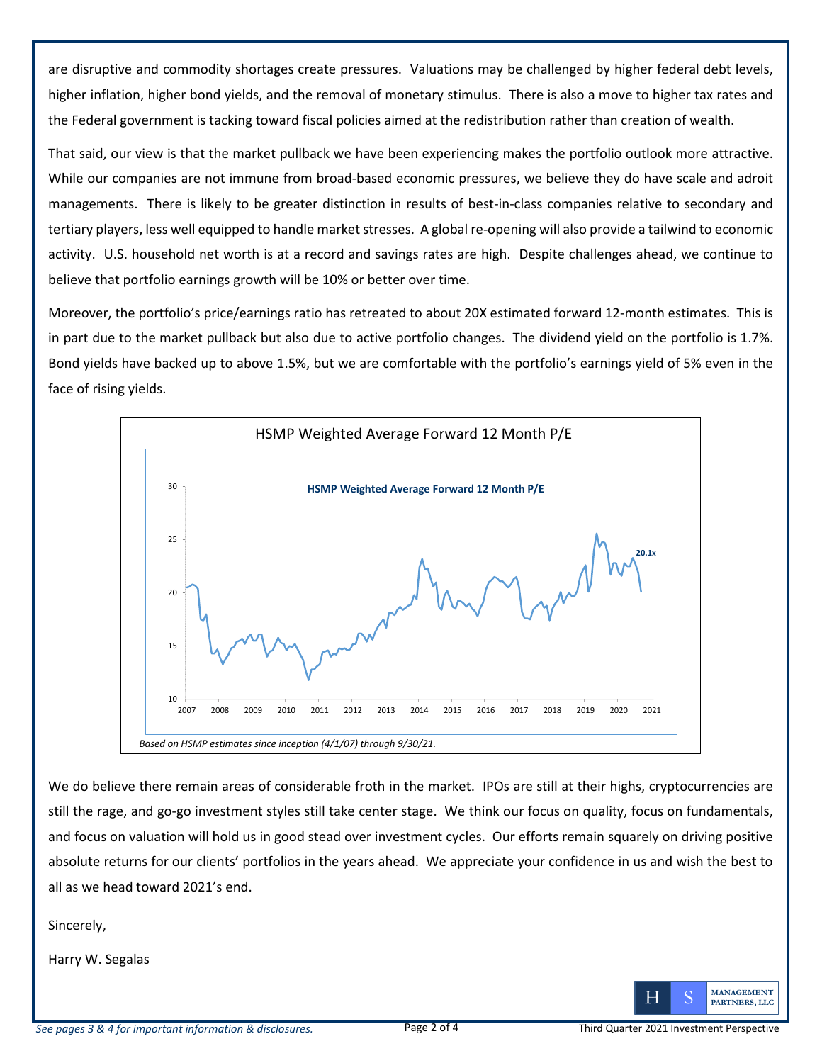are disruptive and commodity shortages create pressures. Valuations may be challenged by higher federal debt levels, higher inflation, higher bond yields, and the removal of monetary stimulus. There is also a move to higher tax rates and the Federal government is tacking toward fiscal policies aimed at the redistribution rather than creation of wealth.

That said, our view is that the market pullback we have been experiencing makes the portfolio outlook more attractive. While our companies are not immune from broad-based economic pressures, we believe they do have scale and adroit managements. There is likely to be greater distinction in results of best-in-class companies relative to secondary and tertiary players, less well equipped to handle market stresses. A global re-opening will also provide a tailwind to economic activity. U.S. household net worth is at a record and savings rates are high. Despite challenges ahead, we continue to believe that portfolio earnings growth will be 10% or better over time.

Moreover, the portfolio's price/earnings ratio has retreated to about 20X estimated forward 12-month estimates. This is in part due to the market pullback but also due to active portfolio changes. The dividend yield on the portfolio is 1.7%. Bond yields have backed up to above 1.5%, but we are comfortable with the portfolio's earnings yield of 5% even in the face of rising yields.

HSMP Weighted Average Forward 12 Month P/E

*Based on HSMP estimates since inception (4/1/07) through 9/30/21.*

We do believe there remain areas of considerable froth in the market. IPOs are still at their highs, cryptocurrencies are still the rage, and go-go investment styles still take center stage. We think our focus on quality, focus on fundamentals, and focus on valuation will hold us in good stead over investment cycles. Our efforts remain squarely on driving positive absolute returns for our clients' portfolios in the years ahead. We appreciate your confidence in us and wish the best to all as we head toward 2021's end.

Sincerely,

Harry W. Segalas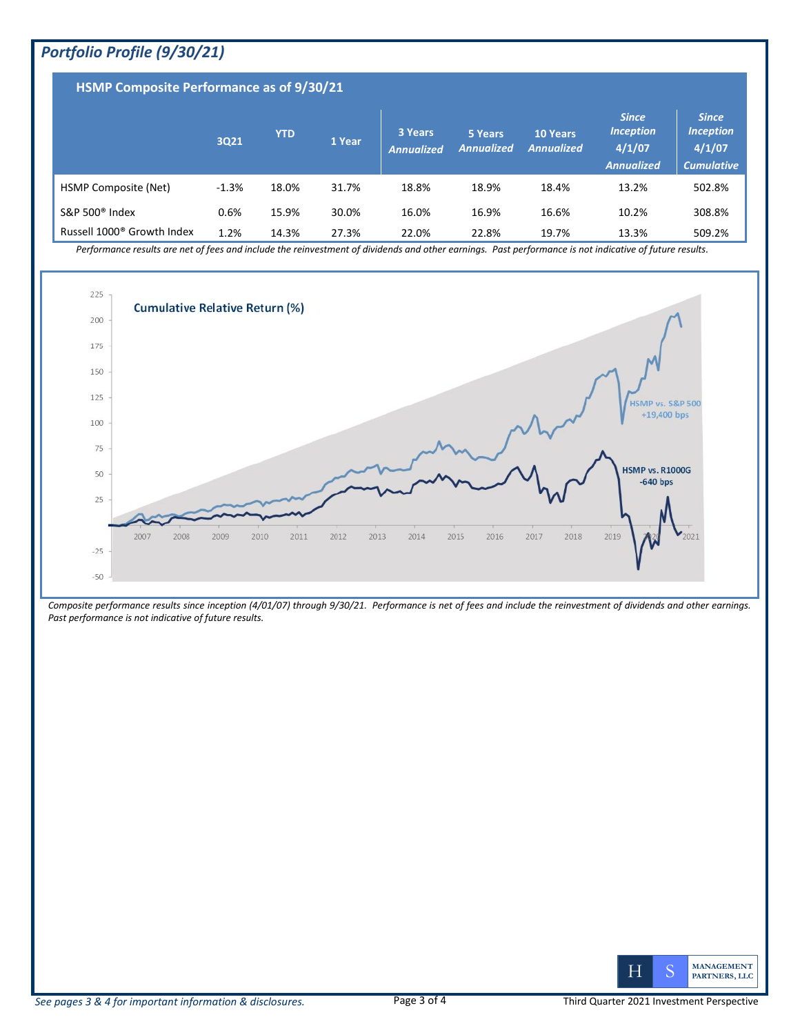## *Portfolio Profile (9/30/21)*

### HSMP Composite Performance as of 9/30/21

| | 3Q21 | YTD | 1 Year | 3 Years *Annualized* | 5 Years *Annualized* | 10 Years *Annualized* | *Since Inception 4/1/07 Annualized* | *Since Inception 4/1/07 Cumulative* |
|---|---|---|---|---|---|---|---|---|
| HSMP Composite (Net) | -1.3% | 18.0% | 31.7% | 18.8% | 18.9% | 18.4% | 13.2% | 502.8% |
| S&P 500® Index | 0.6% | 15.9% | 30.0% | 16.0% | 16.9% | 16.6% | 10.2% | 308.8% |
| Russell 1000® Growth Index | 1.2% | 14.3% | 27.3% | 22.0% | 22.8% | 19.7% | 13.3% | 509.2% |

*Performance results are net of fees and include the reinvestment of dividends and other earnings. Past performance is not indicative of future results.*

**Cumulative Relative Return (%)**

HSMP vs. S&P 500 +19,400 bps

HSMP vs. R1000G -640 bps

*Composite performance results since inception (4/01/07) through 9/30/21. Performance is net of fees and include the reinvestment of dividends and other earnings. Past performance is not indicative of future results.*

*See pages 3 & 4 for important information & disclosures.*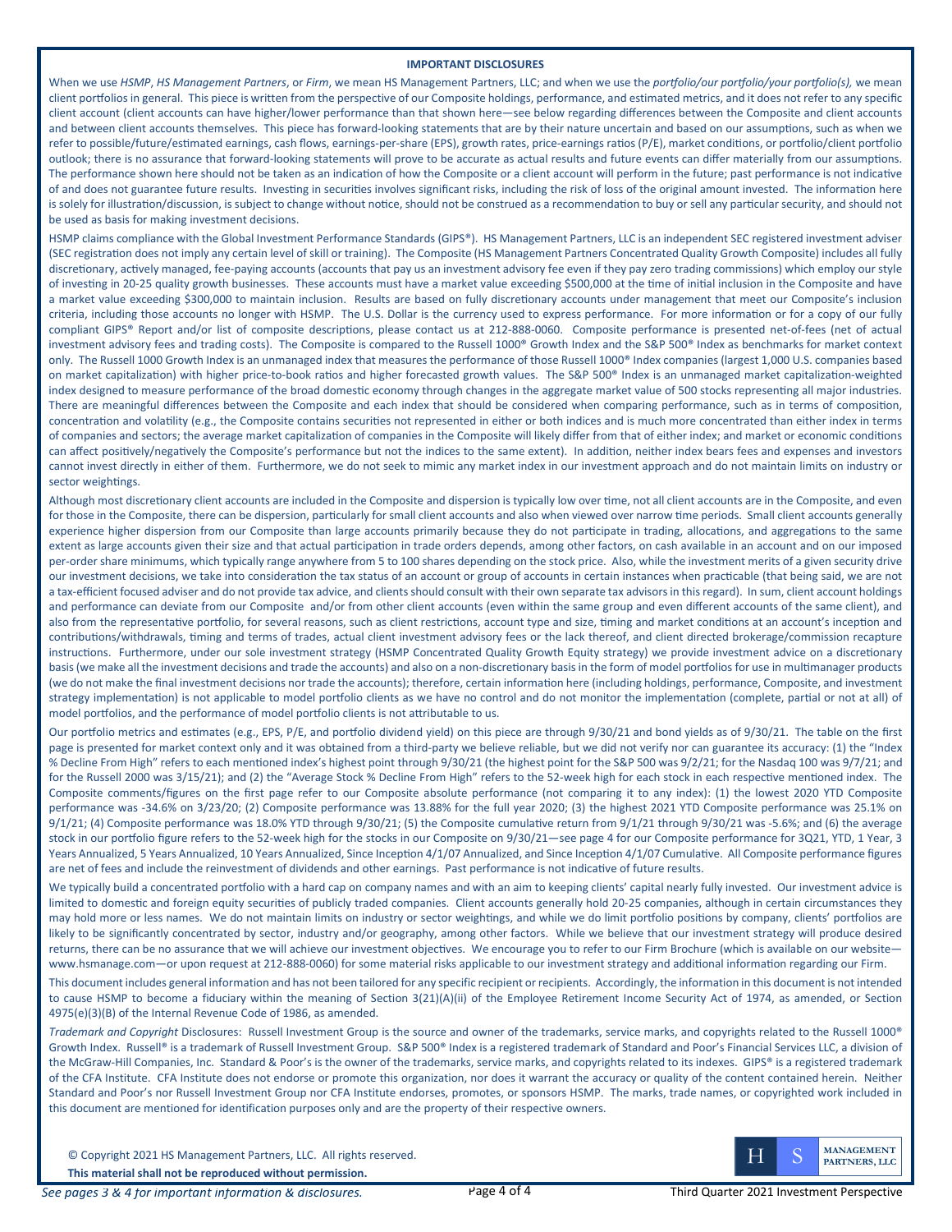## IMPORTANT DISCLOSURES

When we use *HSMP*, *HS Management Partners*, or *Firm*, we mean HS Management Partners, LLC; and when we use the *portfolio/our portfolio/your portfolio(s),* we mean client portfolios in general. This piece is written from the perspective of our Composite holdings, performance, and estimated metrics, and it does not refer to any specific client account (client accounts can have higher/lower performance than that shown here—see below regarding differences between the Composite and client accounts and between client accounts themselves. This piece has forward-looking statements that are by their nature uncertain and based on our assumptions, such as when we refer to possible/future/estimated earnings, cash flows, earnings-per-share (EPS), growth rates, price-earnings ratios (P/E), market conditions, or portfolio/client portfolio outlook; there is no assurance that forward-looking statements will prove to be accurate as actual results and future events can differ materially from our assumptions. The performance shown here should not be taken as an indication of how the Composite or a client account will perform in the future; past performance is not indicative of and does not guarantee future results. Investing in securities involves significant risks, including the risk of loss of the original amount invested. The information here is solely for illustration/discussion, is subject to change without notice, should not be construed as a recommendation to buy or sell any particular security, and should not be used as basis for making investment decisions.

HSMP claims compliance with the Global Investment Performance Standards (GIPS®). HS Management Partners, LLC is an independent SEC registered investment adviser (SEC registration does not imply any certain level of skill or training). The Composite (HS Management Partners Concentrated Quality Growth Composite) includes all fully discretionary, actively managed, fee-paying accounts (accounts that pay us an investment advisory fee even if they pay zero trading commissions) which employ our style of investing in 20-25 quality growth businesses. These accounts must have a market value exceeding $500,000 at the time of initial inclusion in the Composite and have a market value exceeding $300,000 to maintain inclusion. Results are based on fully discretionary accounts under management that meet our Composite's inclusion criteria, including those accounts no longer with HSMP. The U.S. Dollar is the currency used to express performance. For more information or for a copy of our fully compliant GIPS® Report and/or list of composite descriptions, please contact us at 212-888-0060. Composite performance is presented net-of-fees (net of actual investment advisory fees and trading costs). The Composite is compared to the Russell 1000® Growth Index and the S&P 500® Index as benchmarks for market context only. The Russell 1000 Growth Index is an unmanaged index that measures the performance of those Russell 1000® Index companies (largest 1,000 U.S. companies based on market capitalization) with higher price-to-book ratios and higher forecasted growth values. The S&P 500® Index is an unmanaged market capitalization-weighted index designed to measure performance of the broad domestic economy through changes in the aggregate market value of 500 stocks representing all major industries. There are meaningful differences between the Composite and each index that should be considered when comparing performance, such as in terms of composition, concentration and volatility (e.g., the Composite contains securities not represented in either or both indices and is much more concentrated than either index in terms of companies and sectors; the average market capitalization of companies in the Composite will likely differ from that of either index; and market or economic conditions can affect positively/negatively the Composite's performance but not the indices to the same extent). In addition, neither index bears fees and expenses and investors cannot invest directly in either of them. Furthermore, we do not seek to mimic any market index in our investment approach and do not maintain limits on industry or sector weightings.

Although most discretionary client accounts are included in the Composite and dispersion is typically low over time, not all client accounts are in the Composite, and even for those in the Composite, there can be dispersion, particularly for small client accounts and also when viewed over narrow time periods. Small client accounts generally experience higher dispersion from our Composite than large accounts primarily because they do not participate in trading, allocations, and aggregations to the same extent as large accounts given their size and that actual participation in trade orders depends, among other factors, on cash available in an account and on our imposed per-order share minimums, which typically range anywhere from 5 to 100 shares depending on the stock price. Also, while the investment merits of a given security drive our investment decisions, we take into consideration the tax status of an account or group of accounts in certain instances when practicable (that being said, we are not a tax-efficient focused adviser and do not provide tax advice, and clients should consult with their own separate tax advisors in this regard). In sum, client account holdings and performance can deviate from our Composite and/or from other client accounts (even within the same group and even different accounts of the same client), and also from the representative portfolio, for several reasons, such as client restrictions, account type and size, timing and market conditions at an account's inception and contributions/withdrawals, timing and terms of trades, actual client investment advisory fees or the lack thereof, and client directed brokerage/commission recapture instructions. Furthermore, under our sole investment strategy (HSMP Concentrated Quality Growth Equity strategy) we provide investment advice on a discretionary basis (we make all the investment decisions and trade the accounts) and also on a non-discretionary basis in the form of model portfolios for use in multimanager products (we do not make the final investment decisions nor trade the accounts); therefore, certain information here (including holdings, performance, Composite, and investment strategy implementation) is not applicable to model portfolio clients as we have no control and do not monitor the implementation (complete, partial or not at all) of model portfolios, and the performance of model portfolio clients is not attributable to us.

Our portfolio metrics and estimates (e.g., EPS, P/E, and portfolio dividend yield) on this piece are through 9/30/21 and bond yields as of 9/30/21. The table on the first page is presented for market context only and it was obtained from a third-party we believe reliable, but we did not verify nor can guarantee its accuracy: (1) the "Index % Decline From High" refers to each mentioned index's highest point through 9/30/21 (the highest point for the S&P 500 was 9/2/21; for the Nasdaq 100 was 9/7/21; and for the Russell 2000 was 3/15/21); and (2) the "Average Stock % Decline From High" refers to the 52-week high for each stock in each respective mentioned index. The Composite comments/figures on the first page refer to our Composite absolute performance (not comparing it to any index): (1) the lowest 2020 YTD Composite performance was -34.6% on 3/23/20; (2) Composite performance was 13.88% for the full year 2020; (3) the highest 2021 YTD Composite performance was 25.1% on 9/1/21; (4) Composite performance was 18.0% YTD through 9/30/21; (5) the Composite cumulative return from 9/1/21 through 9/30/21 was -5.6%; and (6) the average stock in our portfolio figure refers to the 52-week high for the stocks in our Composite on 9/30/21—see page 4 for our Composite performance for 3Q21, YTD, 1 Year, 3 Years Annualized, 5 Years Annualized, 10 Years Annualized, Since Inception 4/1/07 Annualized, and Since Inception 4/1/07 Cumulative. All Composite performance figures are net of fees and include the reinvestment of dividends and other earnings. Past performance is not indicative of future results.

We typically build a concentrated portfolio with a hard cap on company names and with an aim to keeping clients' capital nearly fully invested. Our investment advice is limited to domestic and foreign equity securities of publicly traded companies. Client accounts generally hold 20-25 companies, although in certain circumstances they may hold more or less names. We do not maintain limits on industry or sector weightings, and while we do limit portfolio positions by company, clients' portfolios are likely to be significantly concentrated by sector, industry and/or geography, among other factors. While we believe that our investment strategy will produce desired returns, there can be no assurance that we will achieve our investment objectives. We encourage you to refer to our Firm Brochure (which is available on our website—www.hsmanage.com—or upon request at 212-888-0060) for some material risks applicable to our investment strategy and additional information regarding our Firm.

This document includes general information and has not been tailored for any specific recipient or recipients. Accordingly, the information in this document is not intended to cause HSMP to become a fiduciary within the meaning of Section 3(21)(A)(ii) of the Employee Retirement Income Security Act of 1974, as amended, or Section 4975(e)(3)(B) of the Internal Revenue Code of 1986, as amended.

*Trademark and Copyright* Disclosures: Russell Investment Group is the source and owner of the trademarks, service marks, and copyrights related to the Russell 1000® Growth Index. Russell® is a trademark of Russell Investment Group. S&P 500® Index is a registered trademark of Standard and Poor's Financial Services LLC, a division of the McGraw-Hill Companies, Inc. Standard & Poor's is the owner of the trademarks, service marks, and copyrights related to its indexes. GIPS® is a registered trademark of the CFA Institute. CFA Institute does not endorse or promote this organization, nor does it warrant the accuracy or quality of the content contained herein. Neither Standard and Poor's nor Russell Investment Group nor CFA Institute endorses, promotes, or sponsors HSMP. The marks, trade names, or copyrighted work included in this document are mentioned for identification purposes only and are the property of their respective owners.

© Copyright 2021 HS Management Partners, LLC. All rights reserved.

**This material shall not be reproduced without permission.**

H S MANAGEMENT PARTNERS, LLC